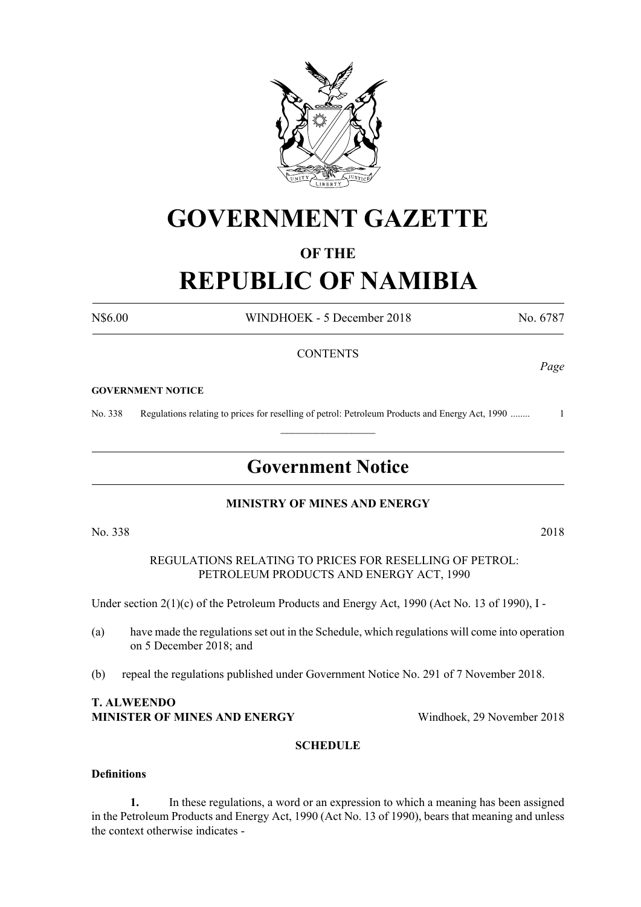# GOVERNMENT GAZETTE

## OF THE

# REPUBLIC OF NAMIBIA

N$6.00 WINDHOEK - 5 December 2018 No. 6787

CONTENTS

*Page*

**GOVERNMENT NOTICE**

No. 338 Regulations relating to prices for reselling of petrol: Petroleum Products and Energy Act, 1990 ........ 1

## Government Notice

**MINISTRY OF MINES AND ENERGY**

No. 338 2018

REGULATIONS RELATING TO PRICES FOR RESELLING OF PETROL: PETROLEUM PRODUCTS AND ENERGY ACT, 1990

Under section 2(1)(c) of the Petroleum Products and Energy Act, 1990 (Act No. 13 of 1990), I -

(a) have made the regulations set out in the Schedule, which regulations will come into operation on 5 December 2018; and

(b) repeal the regulations published under Government Notice No. 291 of 7 November 2018.

**T. ALWEENDO**
**MINISTER OF MINES AND ENERGY** Windhoek, 29 November 2018

**SCHEDULE**

**Definitions**

**1.** In these regulations, a word or an expression to which a meaning has been assigned in the Petroleum Products and Energy Act, 1990 (Act No. 13 of 1990), bears that meaning and unless the context otherwise indicates -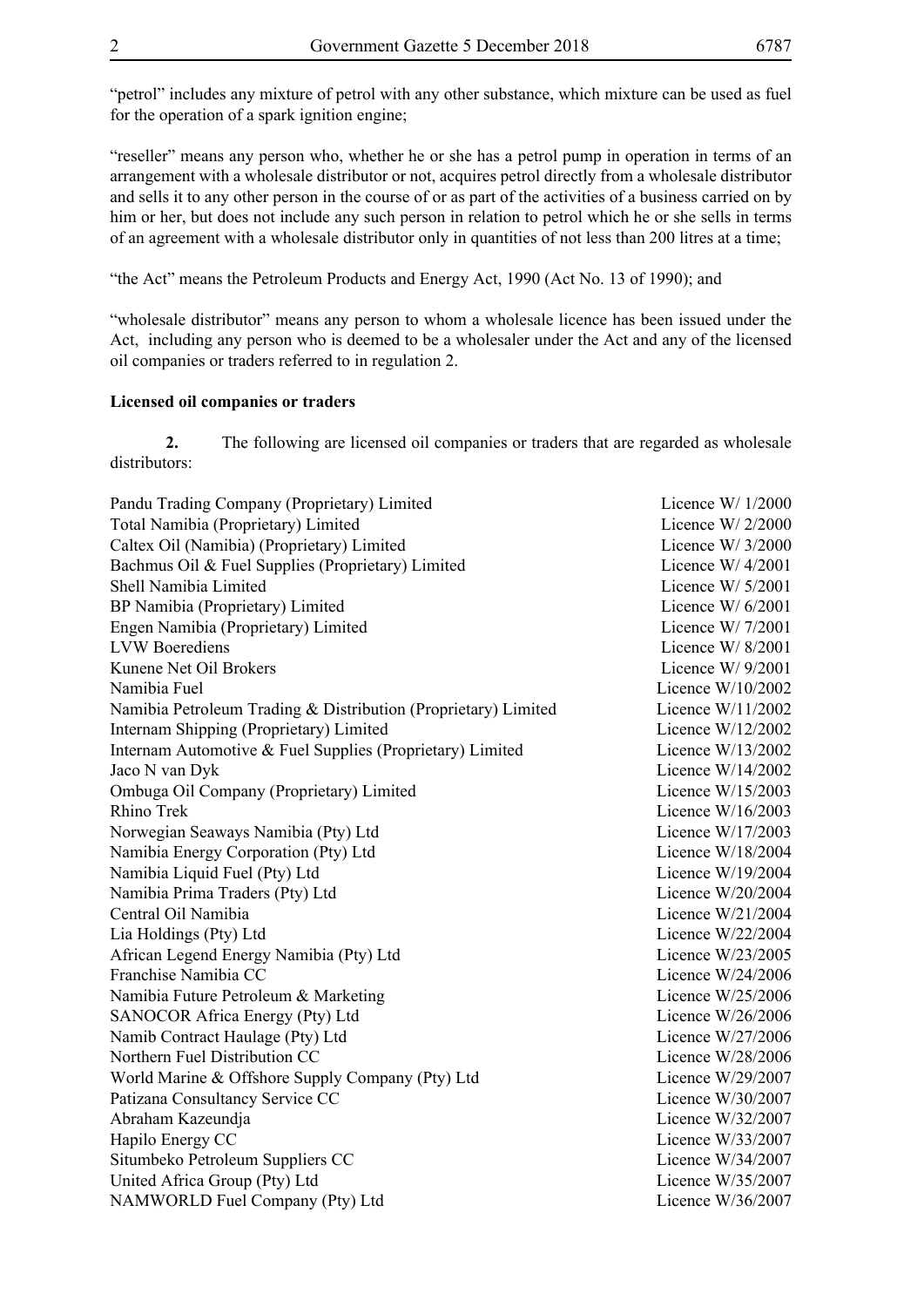"petrol" includes any mixture of petrol with any other substance, which mixture can be used as fuel for the operation of a spark ignition engine;

"reseller" means any person who, whether he or she has a petrol pump in operation in terms of an arrangement with a wholesale distributor or not, acquires petrol directly from a wholesale distributor and sells it to any other person in the course of or as part of the activities of a business carried on by him or her, but does not include any such person in relation to petrol which he or she sells in terms of an agreement with a wholesale distributor only in quantities of not less than 200 litres at a time;

"the Act" means the Petroleum Products and Energy Act, 1990 (Act No. 13 of 1990); and

"wholesale distributor" means any person to whom a wholesale licence has been issued under the Act, including any person who is deemed to be a wholesaler under the Act and any of the licensed oil companies or traders referred to in regulation 2.

**Licensed oil companies or traders**

**2.** The following are licensed oil companies or traders that are regarded as wholesale distributors:

| | |
|---|---|
| Pandu Trading Company (Proprietary) Limited | Licence W/ 1/2000 |
| Total Namibia (Proprietary) Limited | Licence W/ 2/2000 |
| Caltex Oil (Namibia) (Proprietary) Limited | Licence W/ 3/2000 |
| Bachmus Oil & Fuel Supplies (Proprietary) Limited | Licence W/ 4/2001 |
| Shell Namibia Limited | Licence W/ 5/2001 |
| BP Namibia (Proprietary) Limited | Licence W/ 6/2001 |
| Engen Namibia (Proprietary) Limited | Licence W/ 7/2001 |
| LVW Boerediens | Licence W/ 8/2001 |
| Kunene Net Oil Brokers | Licence W/ 9/2001 |
| Namibia Fuel | Licence W/10/2002 |
| Namibia Petroleum Trading & Distribution (Proprietary) Limited | Licence W/11/2002 |
| Internam Shipping (Proprietary) Limited | Licence W/12/2002 |
| Internam Automotive & Fuel Supplies (Proprietary) Limited | Licence W/13/2002 |
| Jaco N van Dyk | Licence W/14/2002 |
| Ombuga Oil Company (Proprietary) Limited | Licence W/15/2003 |
| Rhino Trek | Licence W/16/2003 |
| Norwegian Seaways Namibia (Pty) Ltd | Licence W/17/2003 |
| Namibia Energy Corporation (Pty) Ltd | Licence W/18/2004 |
| Namibia Liquid Fuel (Pty) Ltd | Licence W/19/2004 |
| Namibia Prima Traders (Pty) Ltd | Licence W/20/2004 |
| Central Oil Namibia | Licence W/21/2004 |
| Lia Holdings (Pty) Ltd | Licence W/22/2004 |
| African Legend Energy Namibia (Pty) Ltd | Licence W/23/2005 |
| Franchise Namibia CC | Licence W/24/2006 |
| Namibia Future Petroleum & Marketing | Licence W/25/2006 |
| SANOCOR Africa Energy (Pty) Ltd | Licence W/26/2006 |
| Namib Contract Haulage (Pty) Ltd | Licence W/27/2006 |
| Northern Fuel Distribution CC | Licence W/28/2006 |
| World Marine & Offshore Supply Company (Pty) Ltd | Licence W/29/2007 |
| Patizana Consultancy Service CC | Licence W/30/2007 |
| Abraham Kazeundja | Licence W/32/2007 |
| Hapilo Energy CC | Licence W/33/2007 |
| Situmbeko Petroleum Suppliers CC | Licence W/34/2007 |
| United Africa Group (Pty) Ltd | Licence W/35/2007 |
| NAMWORLD Fuel Company (Pty) Ltd | Licence W/36/2007 |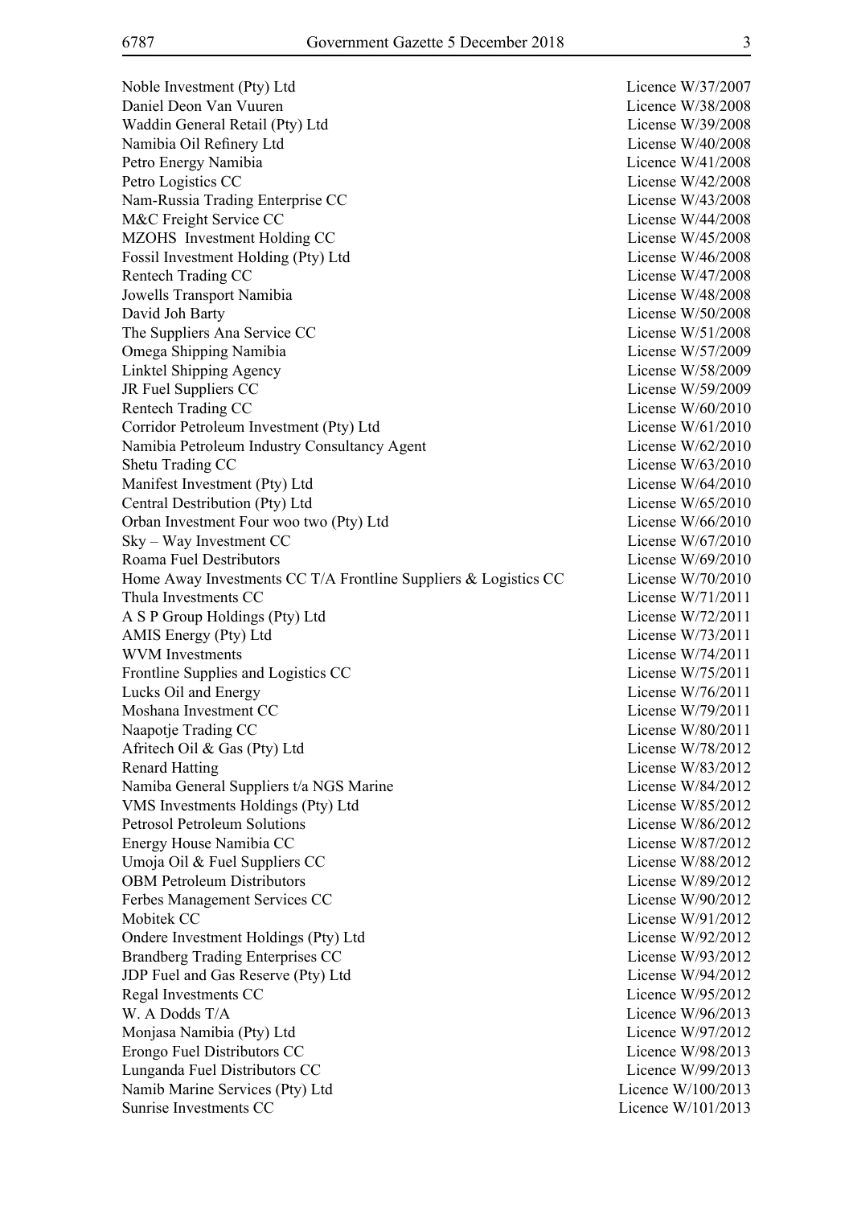| | |
|---|---|
| Noble Investment (Pty) Ltd | Licence W/37/2007 |
| Daniel Deon Van Vuuren | Licence W/38/2008 |
| Waddin General Retail (Pty) Ltd | License W/39/2008 |
| Namibia Oil Refinery Ltd | License W/40/2008 |
| Petro Energy Namibia | Licence W/41/2008 |
| Petro Logistics CC | License W/42/2008 |
| Nam-Russia Trading Enterprise CC | License W/43/2008 |
| M&C Freight Service CC | License W/44/2008 |
| MZOHS Investment Holding CC | License W/45/2008 |
| Fossil Investment Holding (Pty) Ltd | License W/46/2008 |
| Rentech Trading CC | License W/47/2008 |
| Jowells Transport Namibia | License W/48/2008 |
| David Joh Barty | License W/50/2008 |
| The Suppliers Ana Service CC | License W/51/2008 |
| Omega Shipping Namibia | License W/57/2009 |
| Linktel Shipping Agency | License W/58/2009 |
| JR Fuel Suppliers CC | License W/59/2009 |
| Rentech Trading CC | License W/60/2010 |
| Corridor Petroleum Investment (Pty) Ltd | License W/61/2010 |
| Namibia Petroleum Industry Consultancy Agent | License W/62/2010 |
| Shetu Trading CC | License W/63/2010 |
| Manifest Investment (Pty) Ltd | License W/64/2010 |
| Central Destribution (Pty) Ltd | License W/65/2010 |
| Orban Investment Four woo two (Pty) Ltd | License W/66/2010 |
| Sky – Way Investment CC | License W/67/2010 |
| Roama Fuel Destributors | License W/69/2010 |
| Home Away Investments CC T/A Frontline Suppliers & Logistics CC | License W/70/2010 |
| Thula Investments CC | License W/71/2011 |
| A S P Group Holdings (Pty) Ltd | License W/72/2011 |
| AMIS Energy (Pty) Ltd | License W/73/2011 |
| WVM Investments | License W/74/2011 |
| Frontline Supplies and Logistics CC | License W/75/2011 |
| Lucks Oil and Energy | License W/76/2011 |
| Moshana Investment CC | License W/79/2011 |
| Naapotje Trading CC | License W/80/2011 |
| Afritech Oil & Gas (Pty) Ltd | License W/78/2012 |
| Renard Hatting | License W/83/2012 |
| Namiba General Suppliers t/a NGS Marine | License W/84/2012 |
| VMS Investments Holdings (Pty) Ltd | License W/85/2012 |
| Petrosol Petroleum Solutions | License W/86/2012 |
| Energy House Namibia CC | License W/87/2012 |
| Umoja Oil & Fuel Suppliers CC | License W/88/2012 |
| OBM Petroleum Distributors | License W/89/2012 |
| Ferbes Management Services CC | License W/90/2012 |
| Mobitek CC | License W/91/2012 |
| Ondere Investment Holdings (Pty) Ltd | License W/92/2012 |
| Brandberg Trading Enterprises CC | License W/93/2012 |
| JDP Fuel and Gas Reserve (Pty) Ltd | License W/94/2012 |
| Regal Investments CC | Licence W/95/2012 |
| W. A Dodds T/A | Licence W/96/2013 |
| Monjasa Namibia (Pty) Ltd | Licence W/97/2012 |
| Erongo Fuel Distributors CC | Licence W/98/2013 |
| Lunganda Fuel Distributors CC | Licence W/99/2013 |
| Namib Marine Services (Pty) Ltd | Licence W/100/2013 |
| Sunrise Investments CC | Licence W/101/2013 |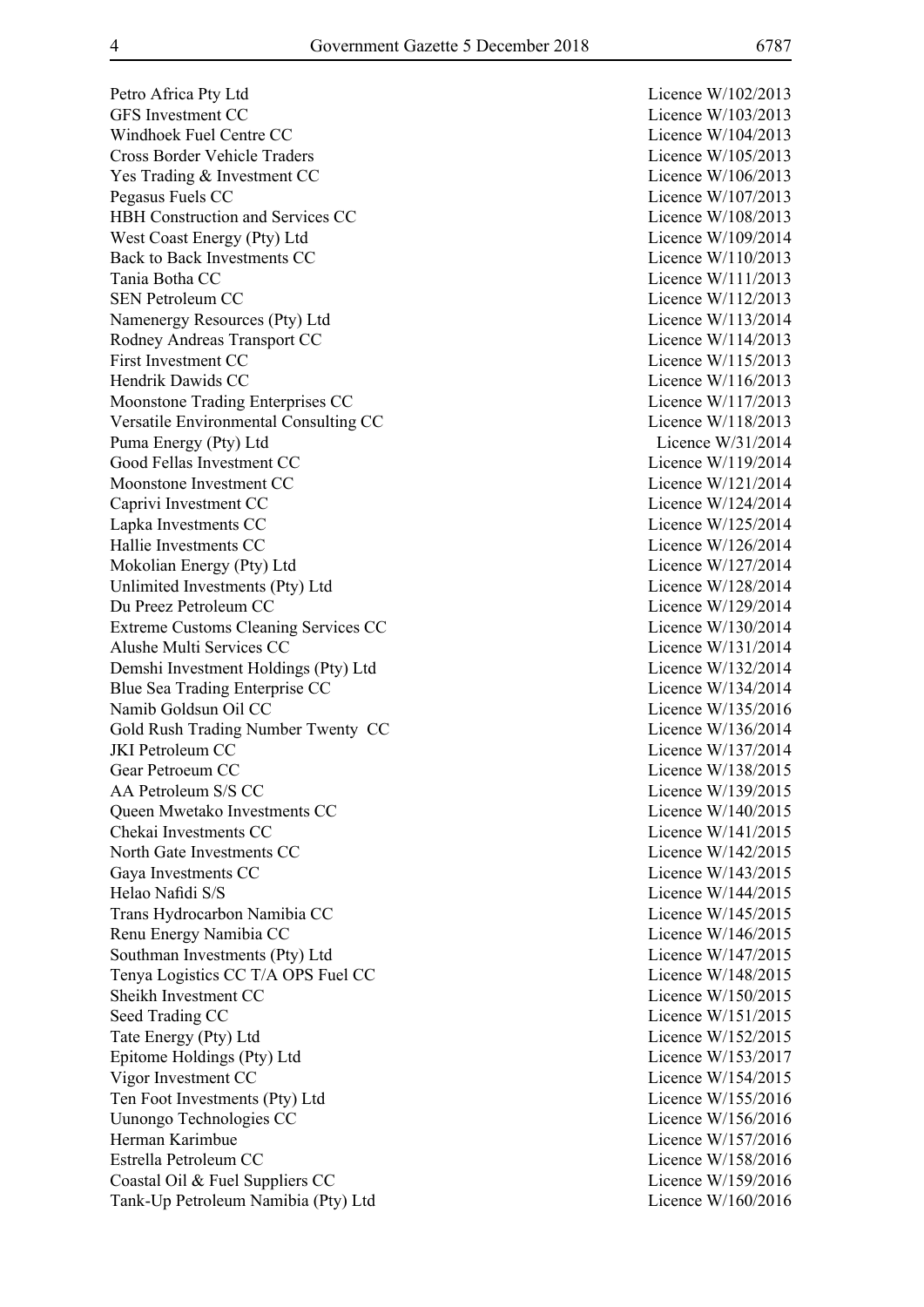| | |
|---|---|
| Petro Africa Pty Ltd | Licence W/102/2013 |
| GFS Investment CC | Licence W/103/2013 |
| Windhoek Fuel Centre CC | Licence W/104/2013 |
| Cross Border Vehicle Traders | Licence W/105/2013 |
| Yes Trading & Investment CC | Licence W/106/2013 |
| Pegasus Fuels CC | Licence W/107/2013 |
| HBH Construction and Services CC | Licence W/108/2013 |
| West Coast Energy (Pty) Ltd | Licence W/109/2014 |
| Back to Back Investments CC | Licence W/110/2013 |
| Tania Botha CC | Licence W/111/2013 |
| SEN Petroleum CC | Licence W/112/2013 |
| Namenergy Resources (Pty) Ltd | Licence W/113/2014 |
| Rodney Andreas Transport CC | Licence W/114/2013 |
| First Investment CC | Licence W/115/2013 |
| Hendrik Dawids CC | Licence W/116/2013 |
| Moonstone Trading Enterprises CC | Licence W/117/2013 |
| Versatile Environmental Consulting CC | Licence W/118/2013 |
| Puma Energy (Pty) Ltd | Licence W/31/2014 |
| Good Fellas Investment CC | Licence W/119/2014 |
| Moonstone Investment CC | Licence W/121/2014 |
| Caprivi Investment CC | Licence W/124/2014 |
| Lapka Investments CC | Licence W/125/2014 |
| Hallie Investments CC | Licence W/126/2014 |
| Mokolian Energy (Pty) Ltd | Licence W/127/2014 |
| Unlimited Investments (Pty) Ltd | Licence W/128/2014 |
| Du Preez Petroleum CC | Licence W/129/2014 |
| Extreme Customs Cleaning Services CC | Licence W/130/2014 |
| Alushe Multi Services CC | Licence W/131/2014 |
| Demshi Investment Holdings (Pty) Ltd | Licence W/132/2014 |
| Blue Sea Trading Enterprise CC | Licence W/134/2014 |
| Namib Goldsun Oil CC | Licence W/135/2016 |
| Gold Rush Trading Number Twenty CC | Licence W/136/2014 |
| JKI Petroleum CC | Licence W/137/2014 |
| Gear Petroeum CC | Licence W/138/2015 |
| AA Petroleum S/S CC | Licence W/139/2015 |
| Queen Mwetako Investments CC | Licence W/140/2015 |
| Chekai Investments CC | Licence W/141/2015 |
| North Gate Investments CC | Licence W/142/2015 |
| Gaya Investments CC | Licence W/143/2015 |
| Helao Nafidi S/S | Licence W/144/2015 |
| Trans Hydrocarbon Namibia CC | Licence W/145/2015 |
| Renu Energy Namibia CC | Licence W/146/2015 |
| Southman Investments (Pty) Ltd | Licence W/147/2015 |
| Tenya Logistics CC T/A OPS Fuel CC | Licence W/148/2015 |
| Sheikh Investment CC | Licence W/150/2015 |
| Seed Trading CC | Licence W/151/2015 |
| Tate Energy (Pty) Ltd | Licence W/152/2015 |
| Epitome Holdings (Pty) Ltd | Licence W/153/2017 |
| Vigor Investment CC | Licence W/154/2015 |
| Ten Foot Investments (Pty) Ltd | Licence W/155/2016 |
| Uunongo Technologies CC | Licence W/156/2016 |
| Herman Karimbue | Licence W/157/2016 |
| Estrella Petroleum CC | Licence W/158/2016 |
| Coastal Oil & Fuel Suppliers CC | Licence W/159/2016 |
| Tank-Up Petroleum Namibia (Pty) Ltd | Licence W/160/2016 |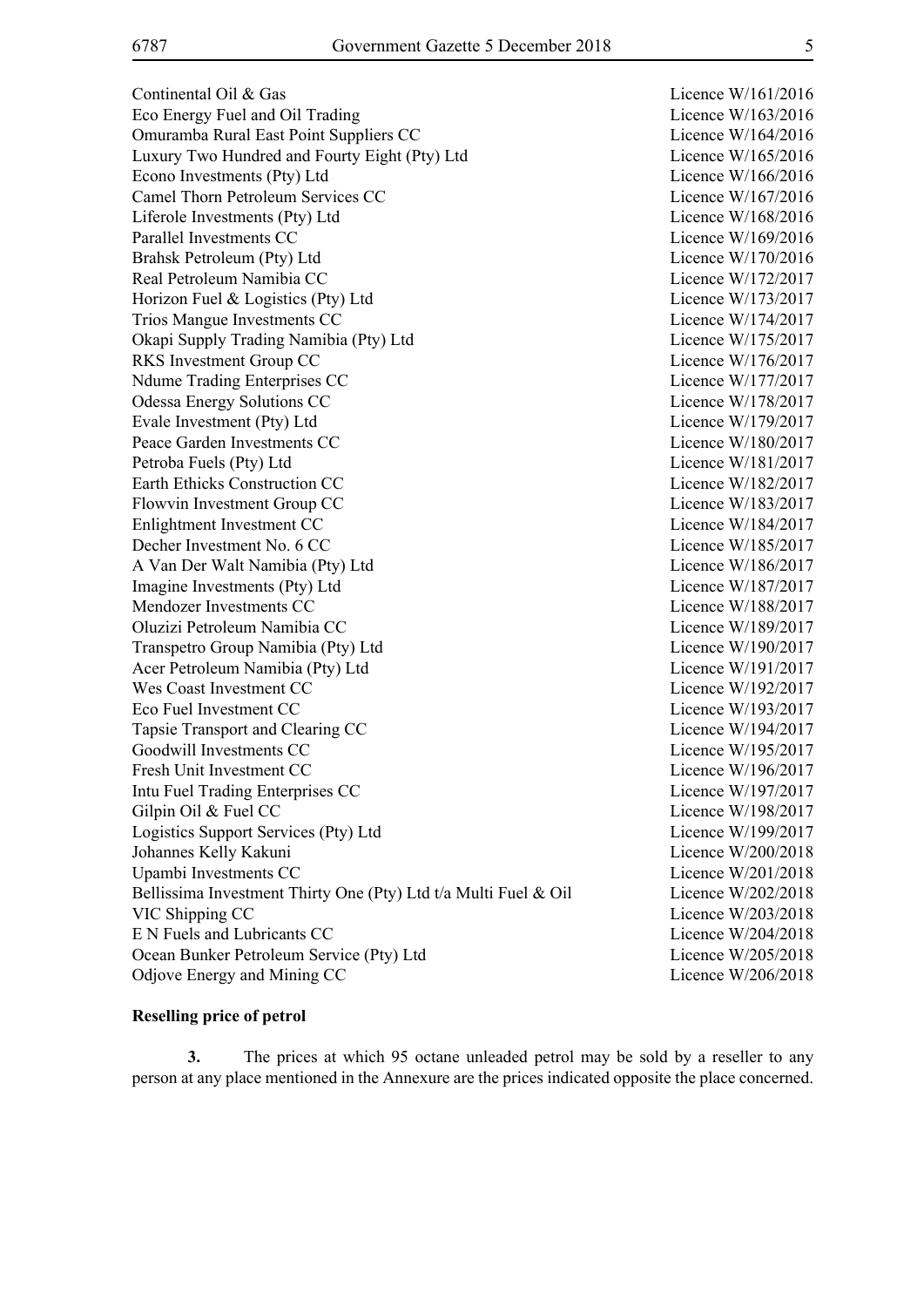| | |
|---|---|
| Continental Oil & Gas | Licence W/161/2016 |
| Eco Energy Fuel and Oil Trading | Licence W/163/2016 |
| Omuramba Rural East Point Suppliers CC | Licence W/164/2016 |
| Luxury Two Hundred and Fourty Eight (Pty) Ltd | Licence W/165/2016 |
| Econo Investments (Pty) Ltd | Licence W/166/2016 |
| Camel Thorn Petroleum Services CC | Licence W/167/2016 |
| Liferole Investments (Pty) Ltd | Licence W/168/2016 |
| Parallel Investments CC | Licence W/169/2016 |
| Brahsk Petroleum (Pty) Ltd | Licence W/170/2016 |
| Real Petroleum Namibia CC | Licence W/172/2017 |
| Horizon Fuel & Logistics (Pty) Ltd | Licence W/173/2017 |
| Trios Mangue Investments CC | Licence W/174/2017 |
| Okapi Supply Trading Namibia (Pty) Ltd | Licence W/175/2017 |
| RKS Investment Group CC | Licence W/176/2017 |
| Ndume Trading Enterprises CC | Licence W/177/2017 |
| Odessa Energy Solutions CC | Licence W/178/2017 |
| Evale Investment (Pty) Ltd | Licence W/179/2017 |
| Peace Garden Investments CC | Licence W/180/2017 |
| Petroba Fuels (Pty) Ltd | Licence W/181/2017 |
| Earth Ethicks Construction CC | Licence W/182/2017 |
| Flowvin Investment Group CC | Licence W/183/2017 |
| Enlightment Investment CC | Licence W/184/2017 |
| Decher Investment No. 6 CC | Licence W/185/2017 |
| A Van Der Walt Namibia (Pty) Ltd | Licence W/186/2017 |
| Imagine Investments (Pty) Ltd | Licence W/187/2017 |
| Mendozer Investments CC | Licence W/188/2017 |
| Oluzizi Petroleum Namibia CC | Licence W/189/2017 |
| Transpetro Group Namibia (Pty) Ltd | Licence W/190/2017 |
| Acer Petroleum Namibia (Pty) Ltd | Licence W/191/2017 |
| Wes Coast Investment CC | Licence W/192/2017 |
| Eco Fuel Investment CC | Licence W/193/2017 |
| Tapsie Transport and Clearing CC | Licence W/194/2017 |
| Goodwill Investments CC | Licence W/195/2017 |
| Fresh Unit Investment CC | Licence W/196/2017 |
| Intu Fuel Trading Enterprises CC | Licence W/197/2017 |
| Gilpin Oil & Fuel CC | Licence W/198/2017 |
| Logistics Support Services (Pty) Ltd | Licence W/199/2017 |
| Johannes Kelly Kakuni | Licence W/200/2018 |
| Upambi Investments CC | Licence W/201/2018 |
| Bellissima Investment Thirty One (Pty) Ltd t/a Multi Fuel & Oil | Licence W/202/2018 |
| VIC Shipping CC | Licence W/203/2018 |
| E N Fuels and Lubricants CC | Licence W/204/2018 |
| Ocean Bunker Petroleum Service (Pty) Ltd | Licence W/205/2018 |
| Odjove Energy and Mining CC | Licence W/206/2018 |

**Reselling price of petrol**

**3.** The prices at which 95 octane unleaded petrol may be sold by a reseller to any person at any place mentioned in the Annexure are the prices indicated opposite the place concerned.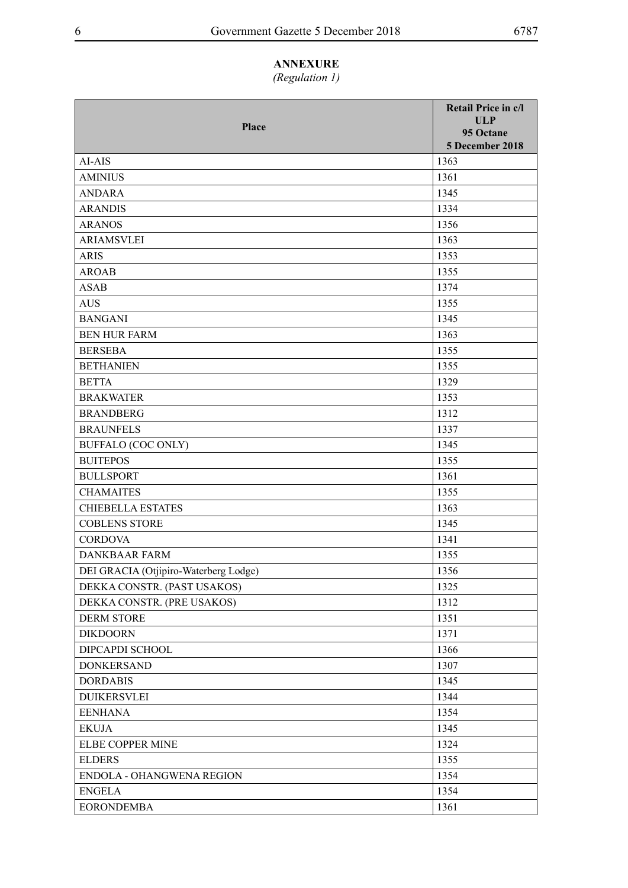**ANNEXURE**

*(Regulation 1)*

| Place | Retail Price in c/l ULP 95 Octane 5 December 2018 |
|---|---|
| AI-AIS | 1363 |
| AMINIUS | 1361 |
| ANDARA | 1345 |
| ARANDIS | 1334 |
| ARANOS | 1356 |
| ARIAMSVLEI | 1363 |
| ARIS | 1353 |
| AROAB | 1355 |
| ASAB | 1374 |
| AUS | 1355 |
| BANGANI | 1345 |
| BEN HUR FARM | 1363 |
| BERSEBA | 1355 |
| BETHANIEN | 1355 |
| BETTA | 1329 |
| BRAKWATER | 1353 |
| BRANDBERG | 1312 |
| BRAUNFELS | 1337 |
| BUFFALO (COC ONLY) | 1345 |
| BUITEPOS | 1355 |
| BULLSPORT | 1361 |
| CHAMAITES | 1355 |
| CHIEBELLA ESTATES | 1363 |
| COBLENS STORE | 1345 |
| CORDOVA | 1341 |
| DANKBAAR FARM | 1355 |
| DEI GRACIA (Otjipiro-Waterberg Lodge) | 1356 |
| DEKKA CONSTR. (PAST USAKOS) | 1325 |
| DEKKA CONSTR. (PRE USAKOS) | 1312 |
| DERM STORE | 1351 |
| DIKDOORN | 1371 |
| DIPCAPDI SCHOOL | 1366 |
| DONKERSAND | 1307 |
| DORDABIS | 1345 |
| DUIKERSVLEI | 1344 |
| EENHANA | 1354 |
| EKUJA | 1345 |
| ELBE COPPER MINE | 1324 |
| ELDERS | 1355 |
| ENDOLA - OHANGWENA REGION | 1354 |
| ENGELA | 1354 |
| EORONDEMBA | 1361 |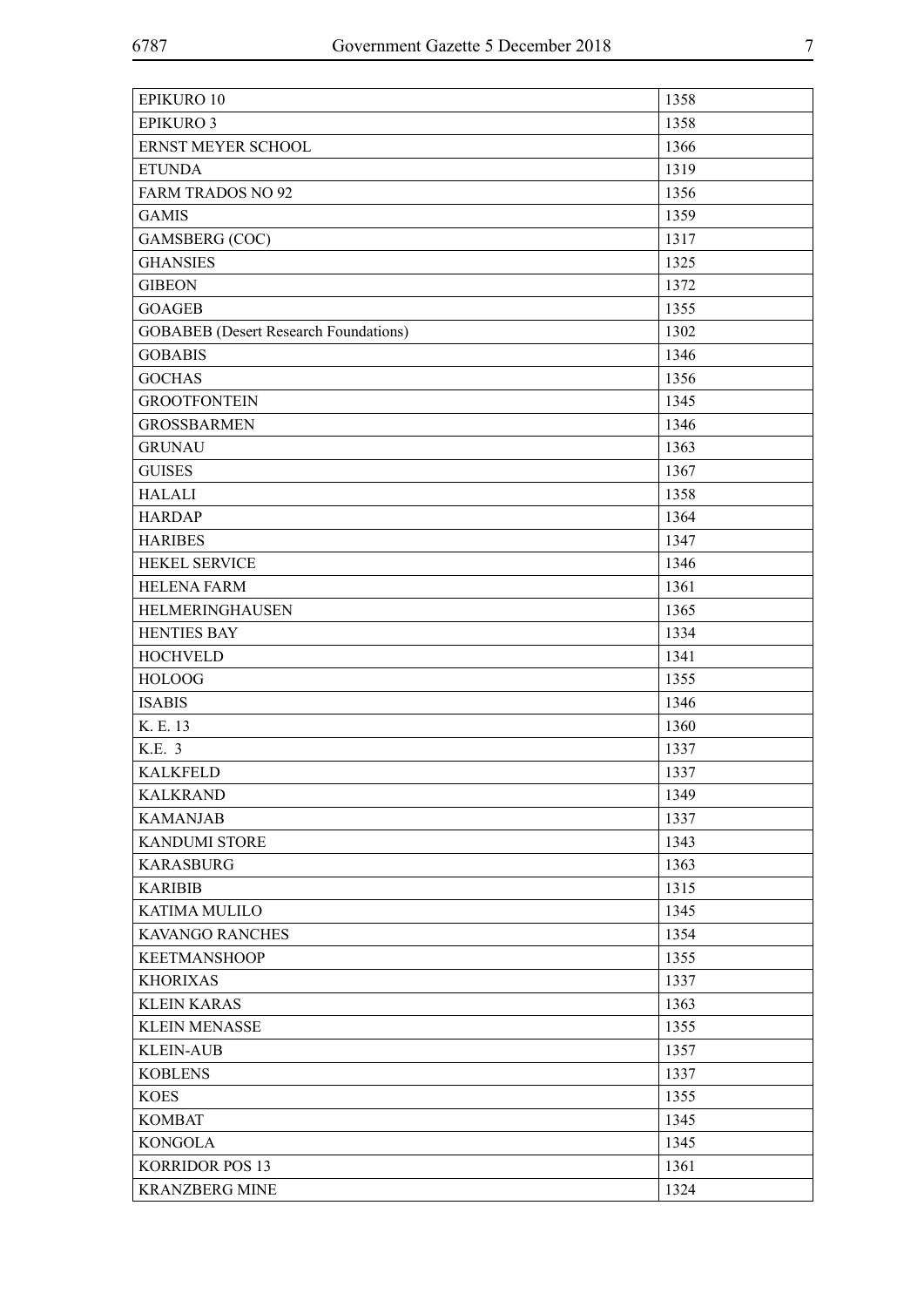| | |
|---|---|
| EPIKURO 10 | 1358 |
| EPIKURO 3 | 1358 |
| ERNST MEYER SCHOOL | 1366 |
| ETUNDA | 1319 |
| FARM TRADOS NO 92 | 1356 |
| GAMIS | 1359 |
| GAMSBERG (COC) | 1317 |
| GHANSIES | 1325 |
| GIBEON | 1372 |
| GOAGEB | 1355 |
| GOBABEB (Desert Research Foundations) | 1302 |
| GOBABIS | 1346 |
| GOCHAS | 1356 |
| GROOTFONTEIN | 1345 |
| GROSSBARMEN | 1346 |
| GRUNAU | 1363 |
| GUISES | 1367 |
| HALALI | 1358 |
| HARDAP | 1364 |
| HARIBES | 1347 |
| HEKEL SERVICE | 1346 |
| HELENA FARM | 1361 |
| HELMERINGHAUSEN | 1365 |
| HENTIES BAY | 1334 |
| HOCHVELD | 1341 |
| HOLOOG | 1355 |
| ISABIS | 1346 |
| K. E. 13 | 1360 |
| K.E. 3 | 1337 |
| KALKFELD | 1337 |
| KALKRAND | 1349 |
| KAMANJAB | 1337 |
| KANDUMI STORE | 1343 |
| KARASBURG | 1363 |
| KARIBIB | 1315 |
| KATIMA MULILO | 1345 |
| KAVANGO RANCHES | 1354 |
| KEETMANSHOOP | 1355 |
| KHORIXAS | 1337 |
| KLEIN KARAS | 1363 |
| KLEIN MENASSE | 1355 |
| KLEIN-AUB | 1357 |
| KOBLENS | 1337 |
| KOES | 1355 |
| KOMBAT | 1345 |
| KONGOLA | 1345 |
| KORRIDOR POS 13 | 1361 |
| KRANZBERG MINE | 1324 |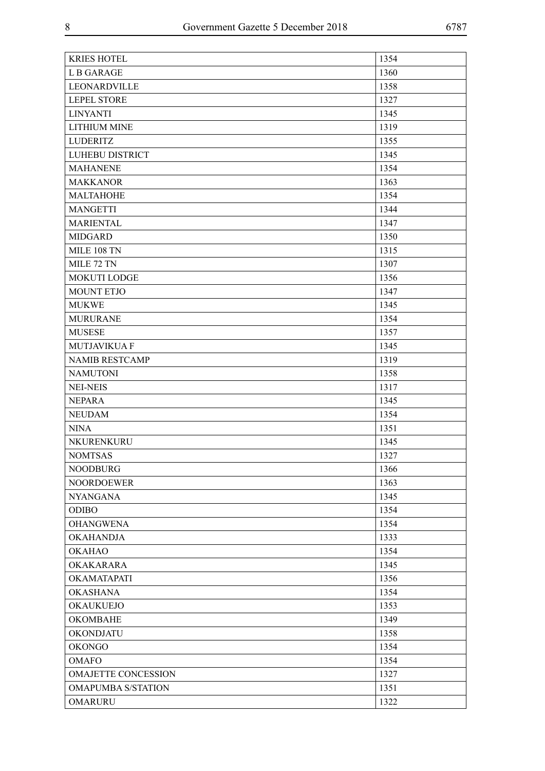| KRIES HOTEL | 1354 |
|---|---|
| L B GARAGE | 1360 |
| LEONARDVILLE | 1358 |
| LEPEL STORE | 1327 |
| LINYANTI | 1345 |
| LITHIUM MINE | 1319 |
| LUDERITZ | 1355 |
| LUHEBU DISTRICT | 1345 |
| MAHANENE | 1354 |
| MAKKANOR | 1363 |
| MALTAHOHE | 1354 |
| MANGETTI | 1344 |
| MARIENTAL | 1347 |
| MIDGARD | 1350 |
| MILE 108 TN | 1315 |
| MILE 72 TN | 1307 |
| MOKUTI LODGE | 1356 |
| MOUNT ETJO | 1347 |
| MUKWE | 1345 |
| MURURANE | 1354 |
| MUSESE | 1357 |
| MUTJAVIKUA F | 1345 |
| NAMIB RESTCAMP | 1319 |
| NAMUTONI | 1358 |
| NEI-NEIS | 1317 |
| NEPARA | 1345 |
| NEUDAM | 1354 |
| NINA | 1351 |
| NKURENKURU | 1345 |
| NOMTSAS | 1327 |
| NOODBURG | 1366 |
| NOORDOEWER | 1363 |
| NYANGANA | 1345 |
| ODIBO | 1354 |
| OHANGWENA | 1354 |
| OKAHANDJA | 1333 |
| OKAHAO | 1354 |
| OKAKARARA | 1345 |
| OKAMATAPATI | 1356 |
| OKASHANA | 1354 |
| OKAUKUEJO | 1353 |
| OKOMBAHE | 1349 |
| OKONDJATU | 1358 |
| OKONGO | 1354 |
| OMAFO | 1354 |
| OMAJETTE CONCESSION | 1327 |
| OMAPUMBA S/STATION | 1351 |
| OMARURU | 1322 |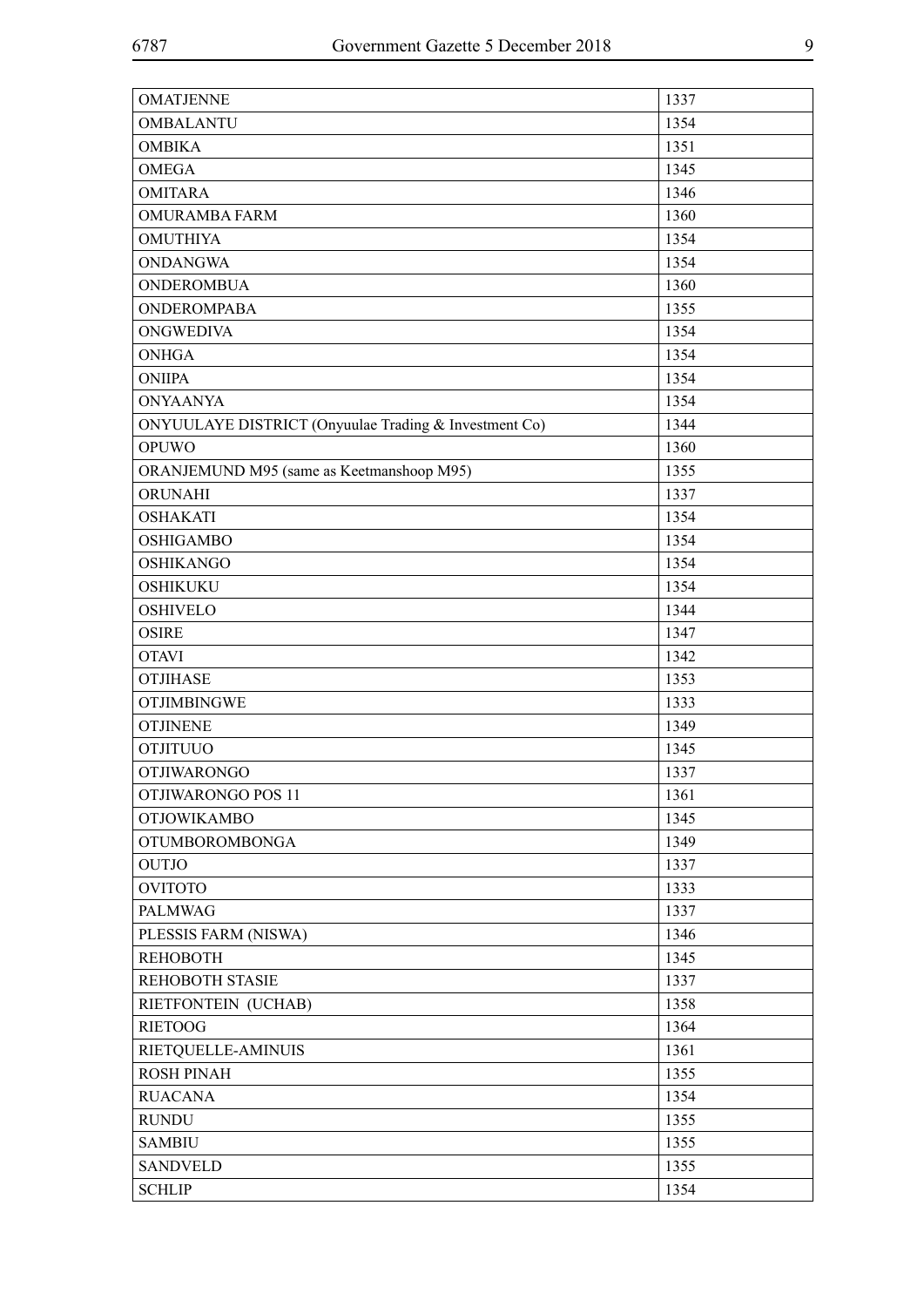| | |
|---|---|
| OMATJENNE | 1337 |
| OMBALANTU | 1354 |
| OMBIKA | 1351 |
| OMEGA | 1345 |
| OMITARA | 1346 |
| OMURAMBA FARM | 1360 |
| OMUTHIYA | 1354 |
| ONDANGWA | 1354 |
| ONDEROMBUA | 1360 |
| ONDEROMPABA | 1355 |
| ONGWEDIVA | 1354 |
| ONHGA | 1354 |
| ONIIPA | 1354 |
| ONYAANYA | 1354 |
| ONYUULAYE DISTRICT (Onyuulae Trading & Investment Co) | 1344 |
| OPUWO | 1360 |
| ORANJEMUND M95 (same as Keetmanshoop M95) | 1355 |
| ORUNAHI | 1337 |
| OSHAKATI | 1354 |
| OSHIGAMBO | 1354 |
| OSHIKANGO | 1354 |
| OSHIKUKU | 1354 |
| OSHIVELO | 1344 |
| OSIRE | 1347 |
| OTAVI | 1342 |
| OTJIHASE | 1353 |
| OTJIMBINGWE | 1333 |
| OTJINENE | 1349 |
| OTJITUUO | 1345 |
| OTJIWARONGO | 1337 |
| OTJIWARONGO POS 11 | 1361 |
| OTJOWIKAMBO | 1345 |
| OTUMBOROMBONGA | 1349 |
| OUTJO | 1337 |
| OVITOTO | 1333 |
| PALMWAG | 1337 |
| PLESSIS FARM (NISWA) | 1346 |
| REHOBOTH | 1345 |
| REHOBOTH STASIE | 1337 |
| RIETFONTEIN (UCHAB) | 1358 |
| RIETOOG | 1364 |
| RIETQUELLE-AMINUIS | 1361 |
| ROSH PINAH | 1355 |
| RUACANA | 1354 |
| RUNDU | 1355 |
| SAMBIU | 1355 |
| SANDVELD | 1355 |
| SCHLIP | 1354 |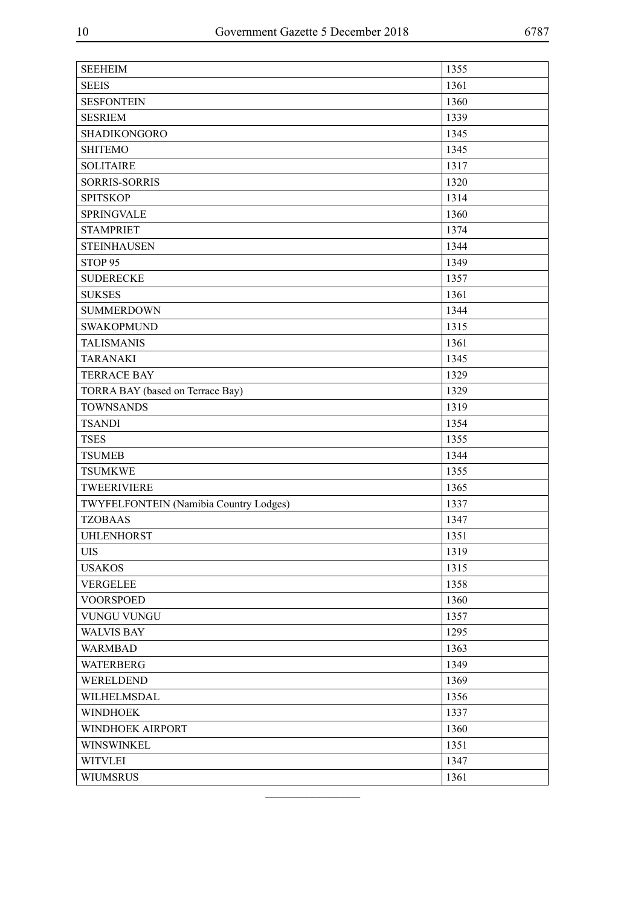| | |
|---|---|
| SEEHEIM | 1355 |
| SEEIS | 1361 |
| SESFONTEIN | 1360 |
| SESRIEM | 1339 |
| SHADIKONGORO | 1345 |
| SHITEMO | 1345 |
| SOLITAIRE | 1317 |
| SORRIS-SORRIS | 1320 |
| SPITSKOP | 1314 |
| SPRINGVALE | 1360 |
| STAMPRIET | 1374 |
| STEINHAUSEN | 1344 |
| STOP 95 | 1349 |
| SUDERECKE | 1357 |
| SUKSES | 1361 |
| SUMMERDOWN | 1344 |
| SWAKOPMUND | 1315 |
| TALISMANIS | 1361 |
| TARANAKI | 1345 |
| TERRACE BAY | 1329 |
| TORRA BAY (based on Terrace Bay) | 1329 |
| TOWNSANDS | 1319 |
| TSANDI | 1354 |
| TSES | 1355 |
| TSUMEB | 1344 |
| TSUMKWE | 1355 |
| TWEERIVIERE | 1365 |
| TWYFELFONTEIN (Namibia Country Lodges) | 1337 |
| TZOBAAS | 1347 |
| UHLENHORST | 1351 |
| UIS | 1319 |
| USAKOS | 1315 |
| VERGELEE | 1358 |
| VOORSPOED | 1360 |
| VUNGU VUNGU | 1357 |
| WALVIS BAY | 1295 |
| WARMBAD | 1363 |
| WATERBERG | 1349 |
| WERELDEND | 1369 |
| WILHELMSDAL | 1356 |
| WINDHOEK | 1337 |
| WINDHOEK AIRPORT | 1360 |
| WINSWINKEL | 1351 |
| WITVLEI | 1347 |
| WIUMSRUS | 1361 |